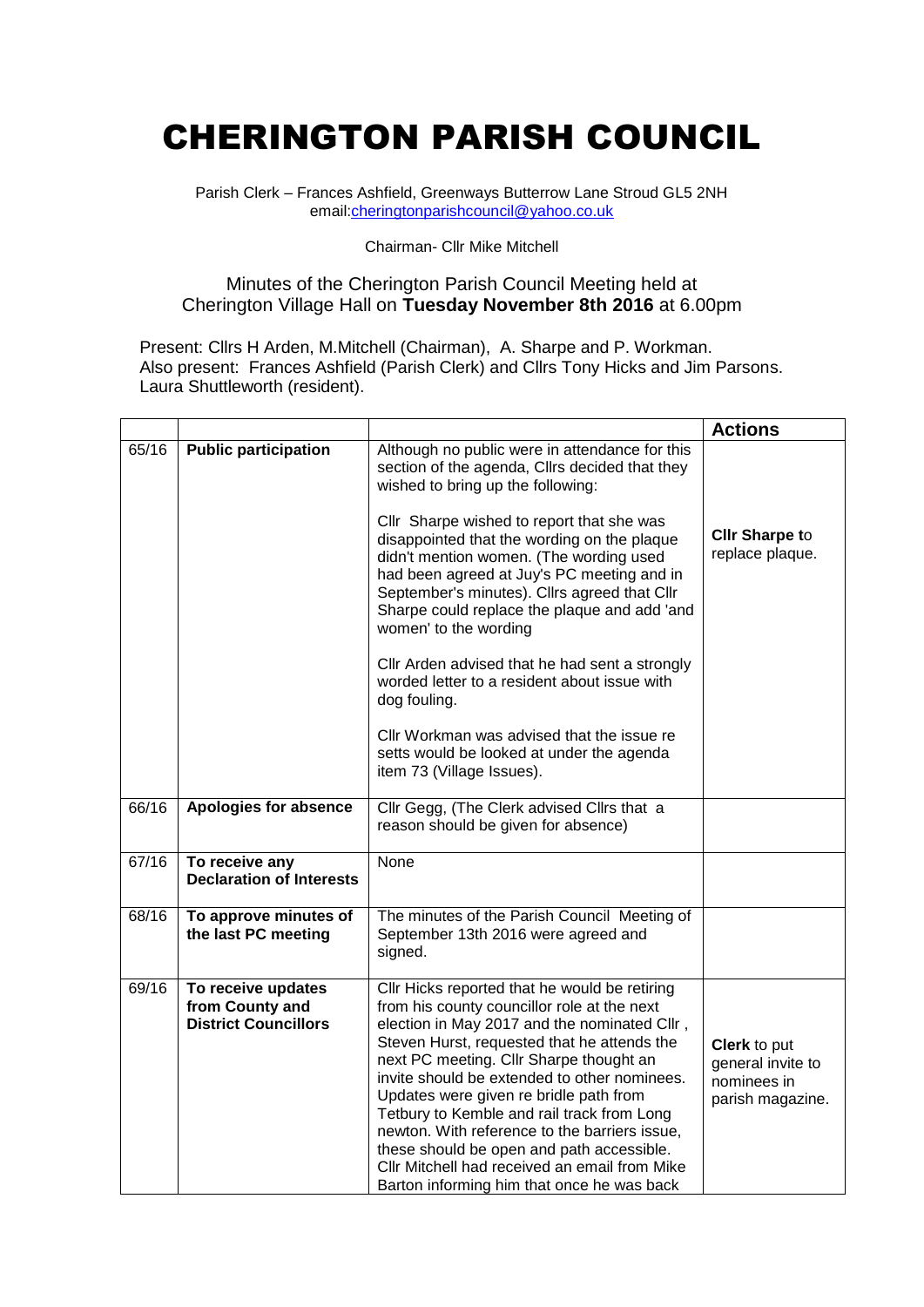# CHERINGTON PARISH COUNCIL

Parish Clerk – Frances Ashfield, Greenways Butterrow Lane Stroud GL5 2NH
email:cheringtonparishcouncil@yahoo.co.uk

Chairman- Cllr Mike Mitchell

Minutes of the Cherington Parish Council Meeting held at Cherington Village Hall on **Tuesday November 8th 2016** at 6.00pm

Present: Cllrs H Arden, M.Mitchell (Chairman), A. Sharpe and P. Workman.
Also present: Frances Ashfield (Parish Clerk) and Cllrs Tony Hicks and Jim Parsons.
Laura Shuttleworth (resident).

| | | | **Actions** |
|---|---|---|---|
| 65/16 | **Public participation** | Although no public were in attendance for this section of the agenda, Cllrs decided that they wished to bring up the following:<br><br>Cllr Sharpe wished to report that she was disappointed that the wording on the plaque didn't mention women. (The wording used had been agreed at Juy's PC meeting and in September's minutes). Cllrs agreed that Cllr Sharpe could replace the plaque and add 'and women' to the wording<br><br>Cllr Arden advised that he had sent a strongly worded letter to a resident about issue with dog fouling.<br><br>Cllr Workman was advised that the issue re setts would be looked at under the agenda item 73 (Village Issues). | **Cllr Sharpe t**o replace plaque. |
| 66/16 | **Apologies for absence** | Cllr Gegg, (The Clerk advised Cllrs that a reason should be given for absence) | |
| 67/16 | **To receive any Declaration of Interests** | None | |
| 68/16 | **To approve minutes of the last PC meeting** | The minutes of the Parish Council Meeting of September 13th 2016 were agreed and signed. | |
| 69/16 | **To receive updates from County and District Councillors** | Cllr Hicks reported that he would be retiring from his county councillor role at the next election in May 2017 and the nominated Cllr , Steven Hurst, requested that he attends the next PC meeting. Cllr Sharpe thought an invite should be extended to other nominees. Updates were given re bridle path from Tetbury to Kemble and rail track from Long newton. With reference to the barriers issue, these should be open and path accessible. Cllr Mitchell had received an email from Mike Barton informing him that once he was back | **Clerk** to put general invite to nominees in parish magazine. |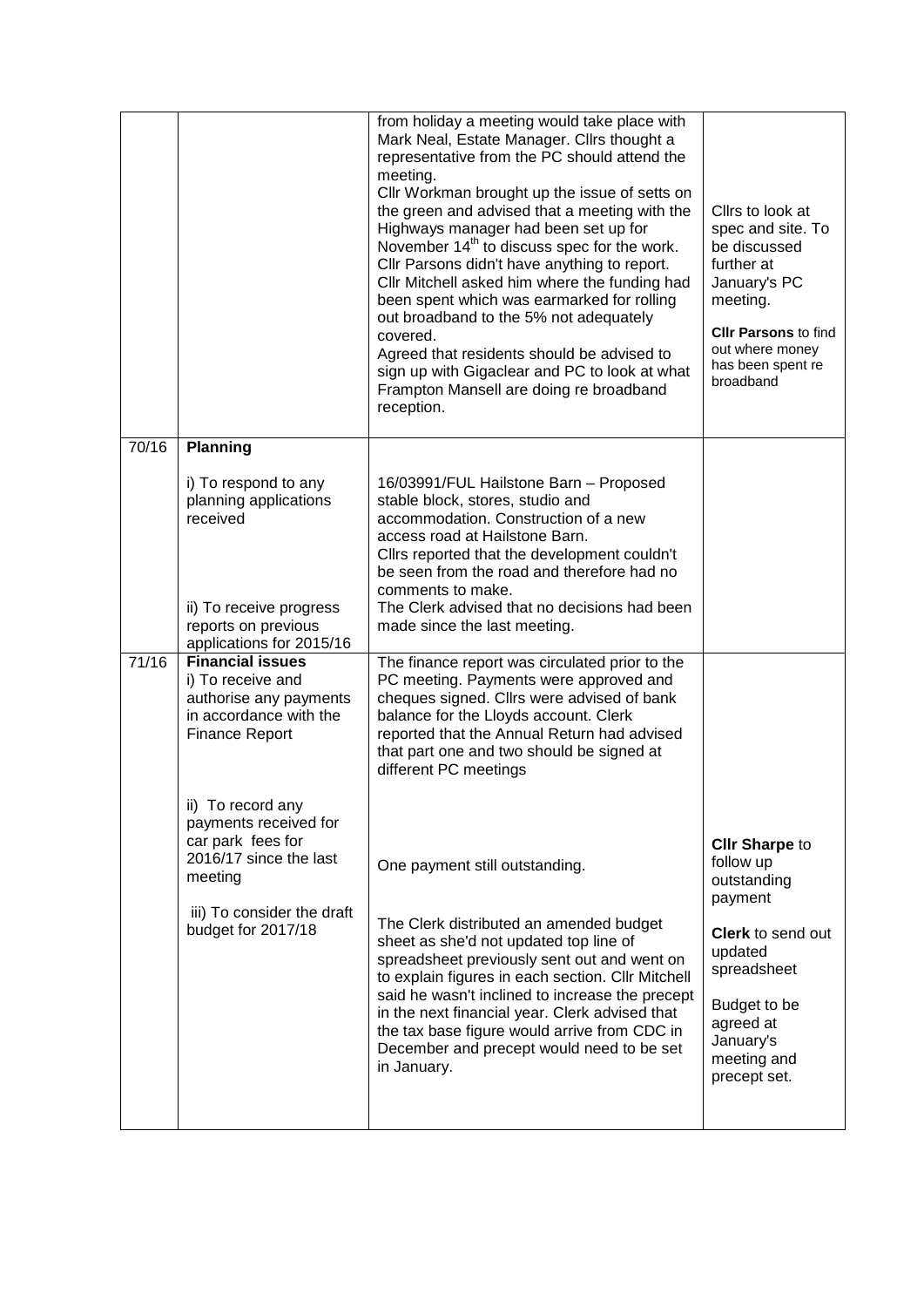| | | | |
|---|---|---|---|
| | | from holiday a meeting would take place with Mark Neal, Estate Manager. Cllrs thought a representative from the PC should attend the meeting.<br>Cllr Workman brought up the issue of setts on the green and advised that a meeting with the Highways manager had been set up for November 14th to discuss spec for the work.<br>Cllr Parsons didn't have anything to report. Cllr Mitchell asked him where the funding had been spent which was earmarked for rolling out broadband to the 5% not adequately covered.<br>Agreed that residents should be advised to sign up with Gigaclear and PC to look at what Frampton Mansell are doing re broadband reception. | Cllrs to look at spec and site. To be discussed further at January's PC meeting.<br><br>**Cllr Parsons** to find out where money has been spent re broadband |
| 70/16 | **Planning**<br><br>i) To respond to any planning applications received<br><br>ii) To receive progress reports on previous applications for 2015/16 | 16/03991/FUL Hailstone Barn – Proposed stable block, stores, studio and accommodation. Construction of a new access road at Hailstone Barn.<br>Cllrs reported that the development couldn't be seen from the road and therefore had no comments to make.<br>The Clerk advised that no decisions had been made since the last meeting. | |
| 71/16 | **Financial issues**<br>i) To receive and authorise any payments in accordance with the Finance Report<br><br>ii) To record any payments received for car park fees for 2016/17 since the last meeting<br><br>iii) To consider the draft budget for 2017/18 | The finance report was circulated prior to the PC meeting. Payments were approved and cheques signed. Cllrs were advised of bank balance for the Lloyds account. Clerk reported that the Annual Return had advised that part one and two should be signed at different PC meetings<br><br>One payment still outstanding.<br><br>The Clerk distributed an amended budget sheet as she'd not updated top line of spreadsheet previously sent out and went on to explain figures in each section. Cllr Mitchell said he wasn't inclined to increase the precept in the next financial year. Clerk advised that the tax base figure would arrive from CDC in December and precept would need to be set in January. | **Cllr Sharpe** to follow up outstanding payment<br><br>**Clerk** to send out updated spreadsheet<br><br>Budget to be agreed at January's meeting and precept set. |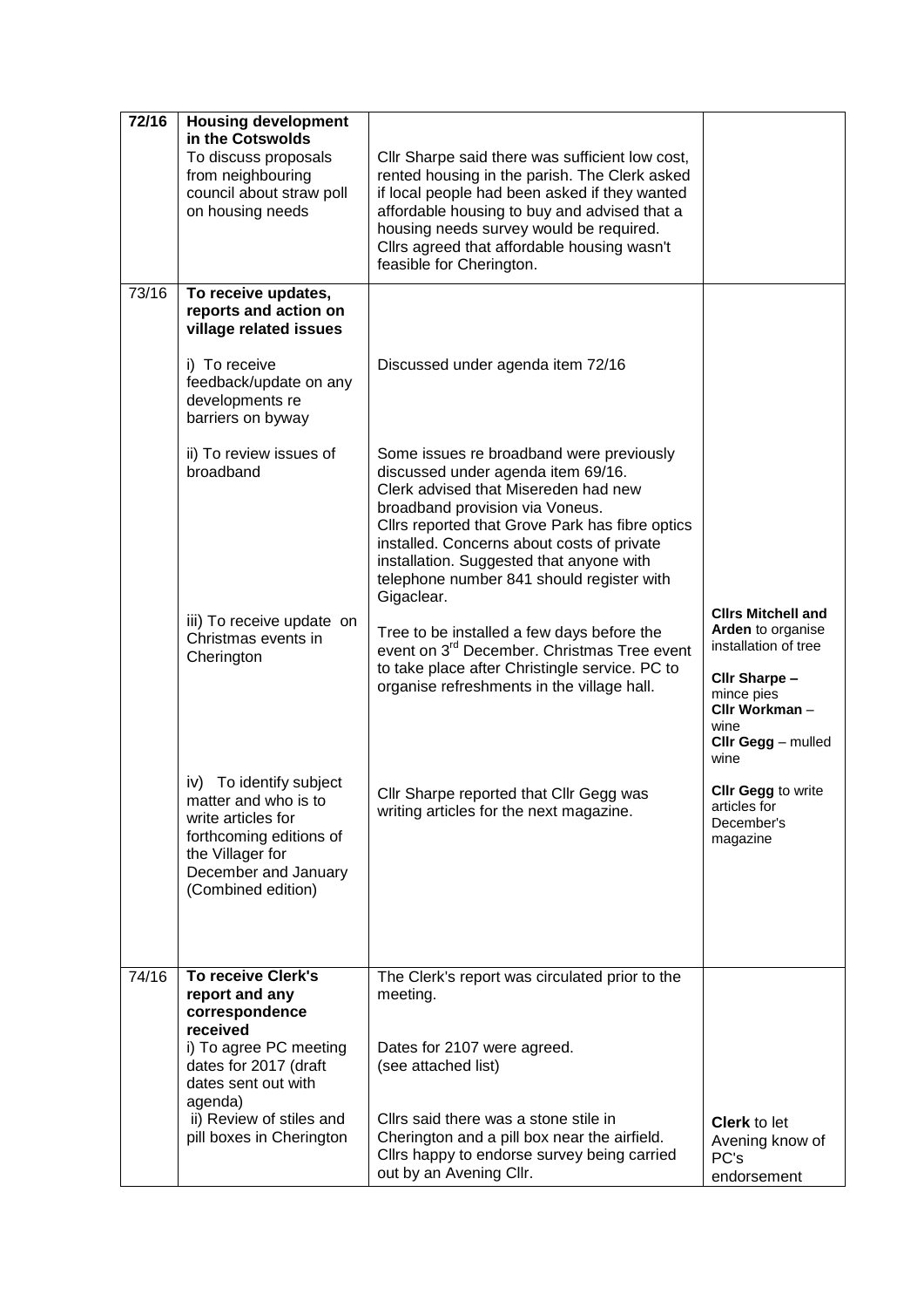| | | | |
|---|---|---|---|
| **72/16** | **Housing development in the Cotswolds**<br>To discuss proposals from neighbouring council about straw poll on housing needs | Cllr Sharpe said there was sufficient low cost, rented housing in the parish. The Clerk asked if local people had been asked if they wanted affordable housing to buy and advised that a housing needs survey would be required. Cllrs agreed that affordable housing wasn't feasible for Cherington. | |
| 73/16 | **To receive updates, reports and action on village related issues** | | |
| | i) To receive feedback/update on any developments re barriers on byway | Discussed under agenda item 72/16 | |
| | ii) To review issues of broadband | Some issues re broadband were previously discussed under agenda item 69/16.<br>Clerk advised that Misereden had new broadband provision via Voneus.<br>Cllrs reported that Grove Park has fibre optics installed. Concerns about costs of private installation. Suggested that anyone with telephone number 841 should register with Gigaclear. | |
| | iii) To receive update on Christmas events in Cherington | Tree to be installed a few days before the event on 3rd December. Christmas Tree event to take place after Christingle service. PC to organise refreshments in the village hall. | **Cllrs Mitchell and Arden** to organise installation of tree<br>**Cllr Sharpe –** mince pies<br>**Cllr Workman** – wine<br>**Cllr Gegg** – mulled wine |
| | iv) To identify subject matter and who is to write articles for forthcoming editions of the Villager for December and January (Combined edition) | Cllr Sharpe reported that Cllr Gegg was writing articles for the next magazine. | **Cllr Gegg** to write articles for December's magazine |
| 74/16 | **To receive Clerk's report and any correspondence received** | The Clerk's report was circulated prior to the meeting. | |
| | i) To agree PC meeting dates for 2017 (draft dates sent out with agenda) | Dates for 2107 were agreed.<br>(see attached list) | |
| | ii) Review of stiles and pill boxes in Cherington | Cllrs said there was a stone stile in Cherington and a pill box near the airfield. Cllrs happy to endorse survey being carried out by an Avening Cllr. | **Clerk** to let Avening know of PC's endorsement |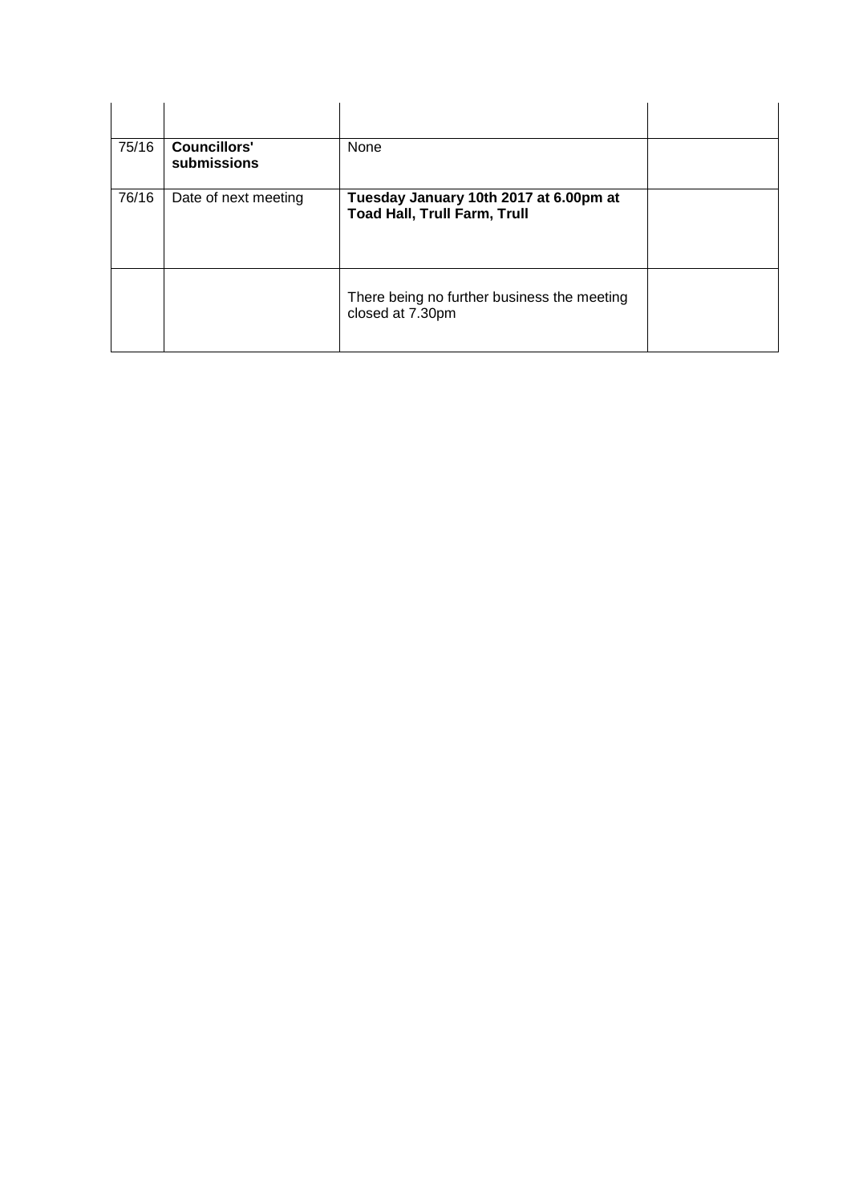| | | | |
|---|---|---|---|
| 75/16 | **Councillors' submissions** | None | |
| 76/16 | Date of next meeting | **Tuesday January 10th 2017 at 6.00pm at Toad Hall, Trull Farm, Trull** | |
| | | There being no further business the meeting closed at 7.30pm | |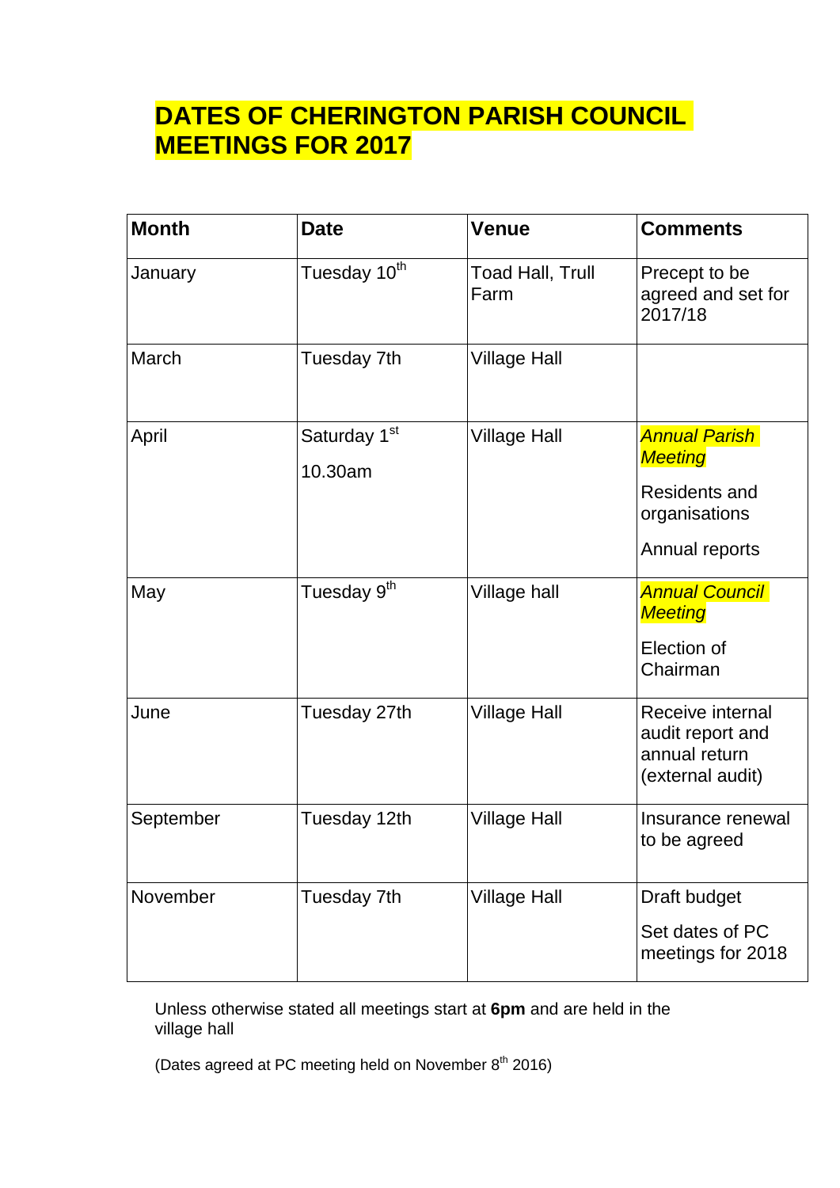# DATES OF CHERINGTON PARISH COUNCIL MEETINGS FOR 2017

| Month | Date | Venue | Comments |
|---|---|---|---|
| January | Tuesday 10th | Toad Hall, Trull Farm | Precept to be agreed and set for 2017/18 |
| March | Tuesday 7th | Village Hall | |
| April | Saturday 1st<br>10.30am | Village Hall | *Annual Parish Meeting*<br>Residents and organisations<br>Annual reports |
| May | Tuesday 9th | Village hall | *Annual Council Meeting*<br>Election of Chairman |
| June | Tuesday 27th | Village Hall | Receive internal audit report and annual return (external audit) |
| September | Tuesday 12th | Village Hall | Insurance renewal to be agreed |
| November | Tuesday 7th | Village Hall | Draft budget<br>Set dates of PC meetings for 2018 |

Unless otherwise stated all meetings start at **6pm** and are held in the village hall

(Dates agreed at PC meeting held on November 8th 2016)